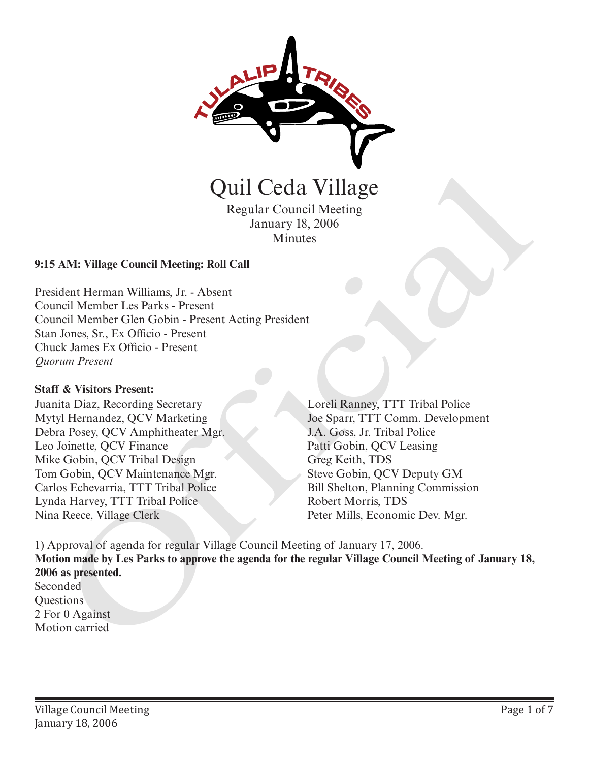# Quil Ceda Village

Regular Council Meeting
January 18, 2006
Minutes

**9:15 AM: Village Council Meeting: Roll Call**

President Herman Williams, Jr. - Absent
Council Member Les Parks - Present
Council Member Glen Gobin - Present Acting President
Stan Jones, Sr., Ex Officio - Present
Chuck James Ex Officio - Present
*Quorum Present*

**Staff & Visitors Present:**

Juanita Diaz, Recording Secretary
Mytyl Hernandez, QCV Marketing
Debra Posey, QCV Amphitheater Mgr.
Leo Joinette, QCV Finance
Mike Gobin, QCV Tribal Design
Tom Gobin, QCV Maintenance Mgr.
Carlos Echevarria, TTT Tribal Police
Lynda Harvey, TTT Tribal Police
Nina Reece, Village Clerk
Loreli Ranney, TTT Tribal Police
Joe Sparr, TTT Comm. Development
J.A. Goss, Jr. Tribal Police
Patti Gobin, QCV Leasing
Greg Keith, TDS
Steve Gobin, QCV Deputy GM
Bill Shelton, Planning Commission
Robert Morris, TDS
Peter Mills, Economic Dev. Mgr.

1) Approval of agenda for regular Village Council Meeting of January 17, 2006.
**Motion made by Les Parks to approve the agenda for the regular Village Council Meeting of January 18, 2006 as presented.**
Seconded
Questions
2 For 0 Against
Motion carried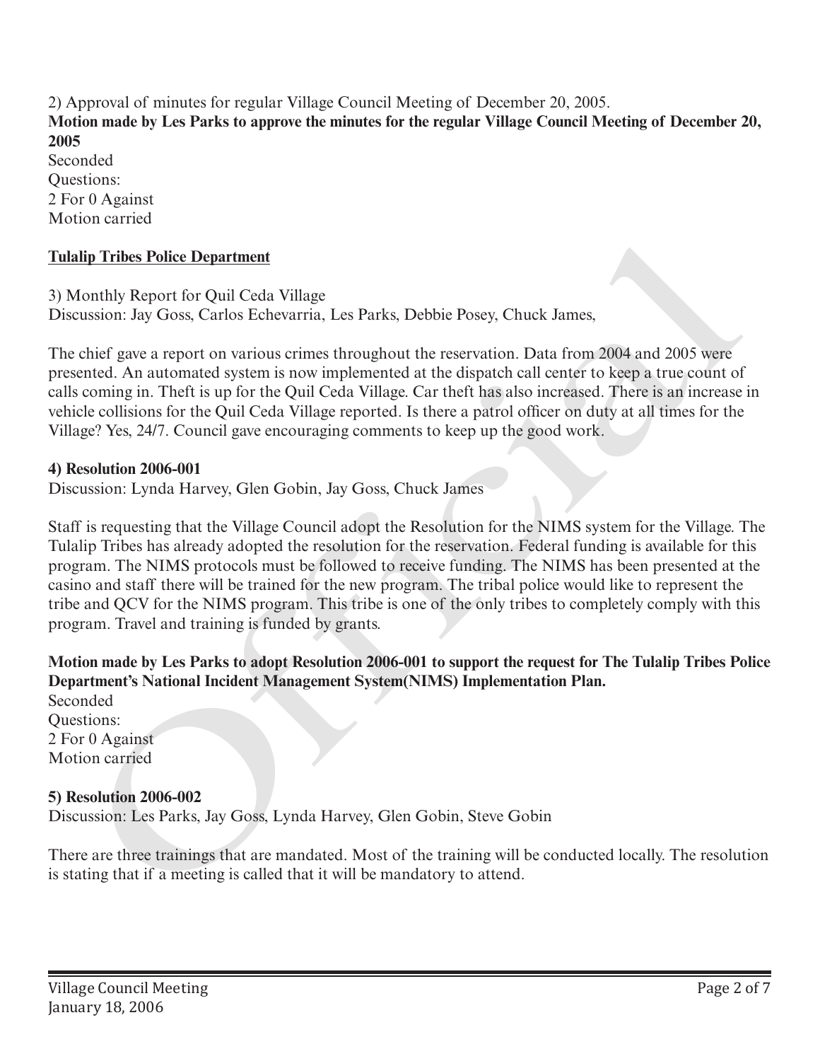2) Approval of minutes for regular Village Council Meeting of December 20, 2005.

**Motion made by Les Parks to approve the minutes for the regular Village Council Meeting of December 20, 2005**

Seconded
Questions:
2 For 0 Against
Motion carried

**Tulalip Tribes Police Department**

3) Monthly Report for Quil Ceda Village
Discussion: Jay Goss, Carlos Echevarria, Les Parks, Debbie Posey, Chuck James,

The chief gave a report on various crimes throughout the reservation. Data from 2004 and 2005 were presented. An automated system is now implemented at the dispatch call center to keep a true count of calls coming in. Theft is up for the Quil Ceda Village. Car theft has also increased. There is an increase in vehicle collisions for the Quil Ceda Village reported. Is there a patrol officer on duty at all times for the Village? Yes, 24/7. Council gave encouraging comments to keep up the good work.

**4) Resolution 2006-001**

Discussion: Lynda Harvey, Glen Gobin, Jay Goss, Chuck James

Staff is requesting that the Village Council adopt the Resolution for the NIMS system for the Village. The Tulalip Tribes has already adopted the resolution for the reservation. Federal funding is available for this program. The NIMS protocols must be followed to receive funding. The NIMS has been presented at the casino and staff there will be trained for the new program. The tribal police would like to represent the tribe and QCV for the NIMS program. This tribe is one of the only tribes to completely comply with this program. Travel and training is funded by grants.

**Motion made by Les Parks to adopt Resolution 2006-001 to support the request for The Tulalip Tribes Police Department's National Incident Management System(NIMS) Implementation Plan.**

Seconded
Questions:
2 For 0 Against
Motion carried

**5) Resolution 2006-002**

Discussion: Les Parks, Jay Goss, Lynda Harvey, Glen Gobin, Steve Gobin

There are three trainings that are mandated. Most of the training will be conducted locally. The resolution is stating that if a meeting is called that it will be mandatory to attend.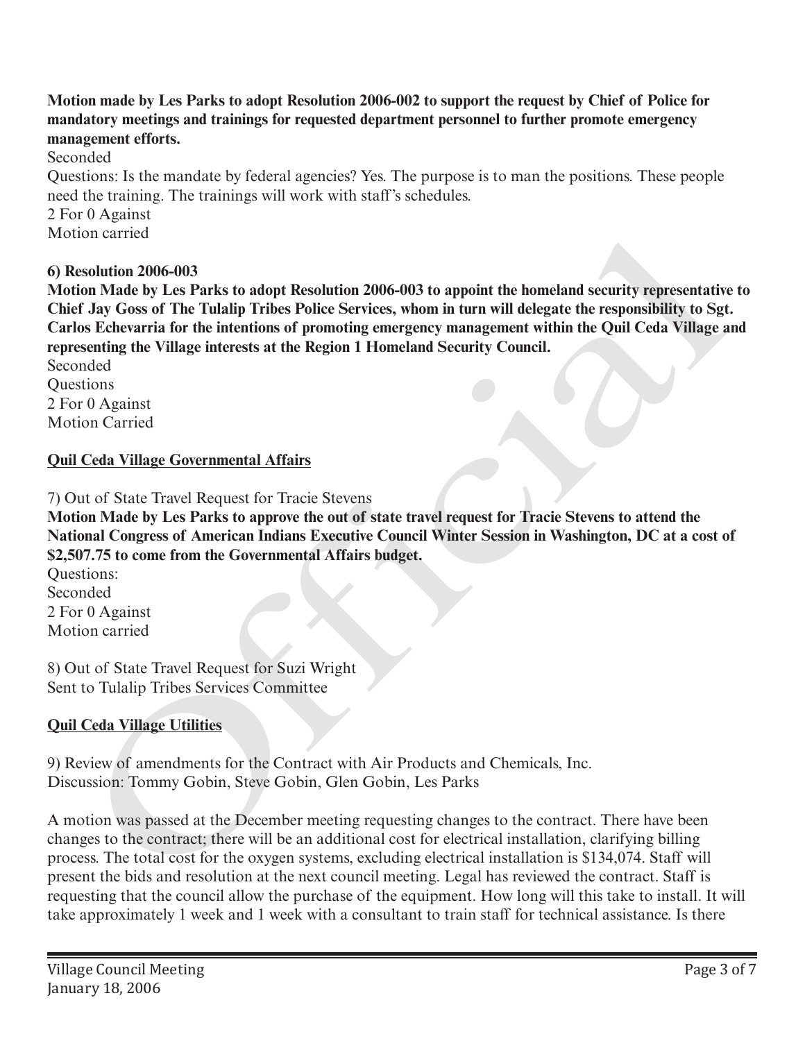**Motion made by Les Parks to adopt Resolution 2006-002 to support the request by Chief of Police for mandatory meetings and trainings for requested department personnel to further promote emergency management efforts.**

Seconded

Questions: Is the mandate by federal agencies? Yes. The purpose is to man the positions. These people need the training. The trainings will work with staff's schedules.

2 For 0 Against

Motion carried

**6) Resolution 2006-003**

**Motion Made by Les Parks to adopt Resolution 2006-003 to appoint the homeland security representative to Chief Jay Goss of The Tulalip Tribes Police Services, whom in turn will delegate the responsibility to Sgt. Carlos Echevarria for the intentions of promoting emergency management within the Quil Ceda Village and representing the Village interests at the Region 1 Homeland Security Council.**

Seconded

Questions

2 For 0 Against

Motion Carried

**Quil Ceda Village Governmental Affairs**

7) Out of State Travel Request for Tracie Stevens

**Motion Made by Les Parks to approve the out of state travel request for Tracie Stevens to attend the National Congress of American Indians Executive Council Winter Session in Washington, DC at a cost of $2,507.75 to come from the Governmental Affairs budget.**

Questions:

Seconded

2 For 0 Against

Motion carried

8) Out of State Travel Request for Suzi Wright

Sent to Tulalip Tribes Services Committee

**Quil Ceda Village Utilities**

9) Review of amendments for the Contract with Air Products and Chemicals, Inc.

Discussion: Tommy Gobin, Steve Gobin, Glen Gobin, Les Parks

A motion was passed at the December meeting requesting changes to the contract. There have been changes to the contract; there will be an additional cost for electrical installation, clarifying billing process. The total cost for the oxygen systems, excluding electrical installation is $134,074. Staff will present the bids and resolution at the next council meeting. Legal has reviewed the contract. Staff is requesting that the council allow the purchase of the equipment. How long will this take to install. It will take approximately 1 week and 1 week with a consultant to train staff for technical assistance. Is there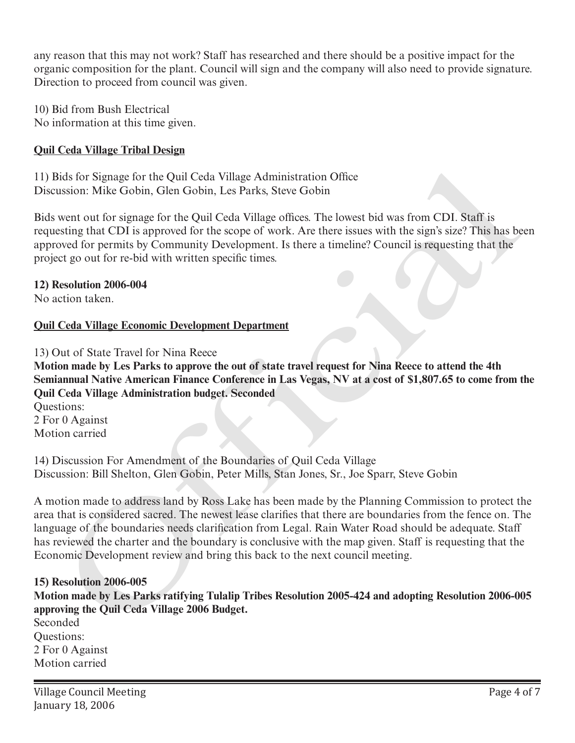any reason that this may not work? Staff has researched and there should be a positive impact for the organic composition for the plant. Council will sign and the company will also need to provide signature. Direction to proceed from council was given.

10) Bid from Bush Electrical
No information at this time given.

**Quil Ceda Village Tribal Design**

11) Bids for Signage for the Quil Ceda Village Administration Office
Discussion: Mike Gobin, Glen Gobin, Les Parks, Steve Gobin

Bids went out for signage for the Quil Ceda Village offices. The lowest bid was from CDI. Staff is requesting that CDI is approved for the scope of work. Are there issues with the sign's size? This has been approved for permits by Community Development. Is there a timeline? Council is requesting that the project go out for re-bid with written specific times.

**12) Resolution 2006-004**
No action taken.

**Quil Ceda Village Economic Development Department**

13) Out of State Travel for Nina Reece
**Motion made by Les Parks to approve the out of state travel request for Nina Reece to attend the 4th Semiannual Native American Finance Conference in Las Vegas, NV at a cost of $1,807.65 to come from the Quil Ceda Village Administration budget. Seconded**
Questions:
2 For 0 Against
Motion carried

14) Discussion For Amendment of the Boundaries of Quil Ceda Village
Discussion: Bill Shelton, Glen Gobin, Peter Mills, Stan Jones, Sr., Joe Sparr, Steve Gobin

A motion made to address land by Ross Lake has been made by the Planning Commission to protect the area that is considered sacred. The newest lease clarifies that there are boundaries from the fence on. The language of the boundaries needs clarification from Legal. Rain Water Road should be adequate. Staff has reviewed the charter and the boundary is conclusive with the map given. Staff is requesting that the Economic Development review and bring this back to the next council meeting.

**15) Resolution 2006-005**
**Motion made by Les Parks ratifying Tulalip Tribes Resolution 2005-424 and adopting Resolution 2006-005 approving the Quil Ceda Village 2006 Budget.**
Seconded
Questions:
2 For 0 Against
Motion carried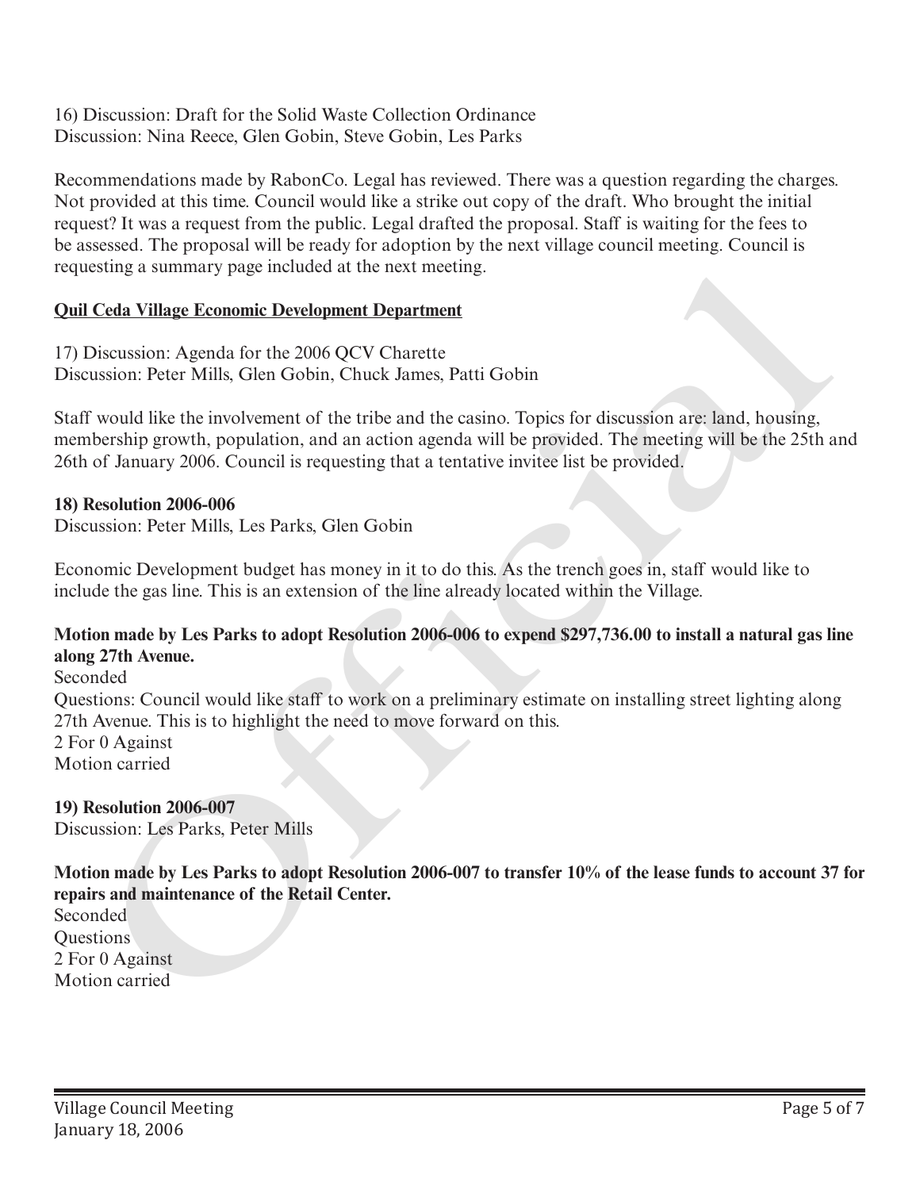16) Discussion: Draft for the Solid Waste Collection Ordinance
Discussion: Nina Reece, Glen Gobin, Steve Gobin, Les Parks

Recommendations made by RabonCo. Legal has reviewed. There was a question regarding the charges. Not provided at this time. Council would like a strike out copy of the draft. Who brought the initial request? It was a request from the public. Legal drafted the proposal. Staff is waiting for the fees to be assessed. The proposal will be ready for adoption by the next village council meeting. Council is requesting a summary page included at the next meeting.

**Quil Ceda Village Economic Development Department**

17) Discussion: Agenda for the 2006 QCV Charette
Discussion: Peter Mills, Glen Gobin, Chuck James, Patti Gobin

Staff would like the involvement of the tribe and the casino. Topics for discussion are: land, housing, membership growth, population, and an action agenda will be provided. The meeting will be the 25th and 26th of January 2006. Council is requesting that a tentative invitee list be provided.

**18) Resolution 2006-006**
Discussion: Peter Mills, Les Parks, Glen Gobin

Economic Development budget has money in it to do this. As the trench goes in, staff would like to include the gas line. This is an extension of the line already located within the Village.

**Motion made by Les Parks to adopt Resolution 2006-006 to expend $297,736.00 to install a natural gas line along 27th Avenue.**
Seconded
Questions: Council would like staff to work on a preliminary estimate on installing street lighting along 27th Avenue. This is to highlight the need to move forward on this.
2 For 0 Against
Motion carried

**19) Resolution 2006-007**
Discussion: Les Parks, Peter Mills

**Motion made by Les Parks to adopt Resolution 2006-007 to transfer 10% of the lease funds to account 37 for repairs and maintenance of the Retail Center.**
Seconded
Questions
2 For 0 Against
Motion carried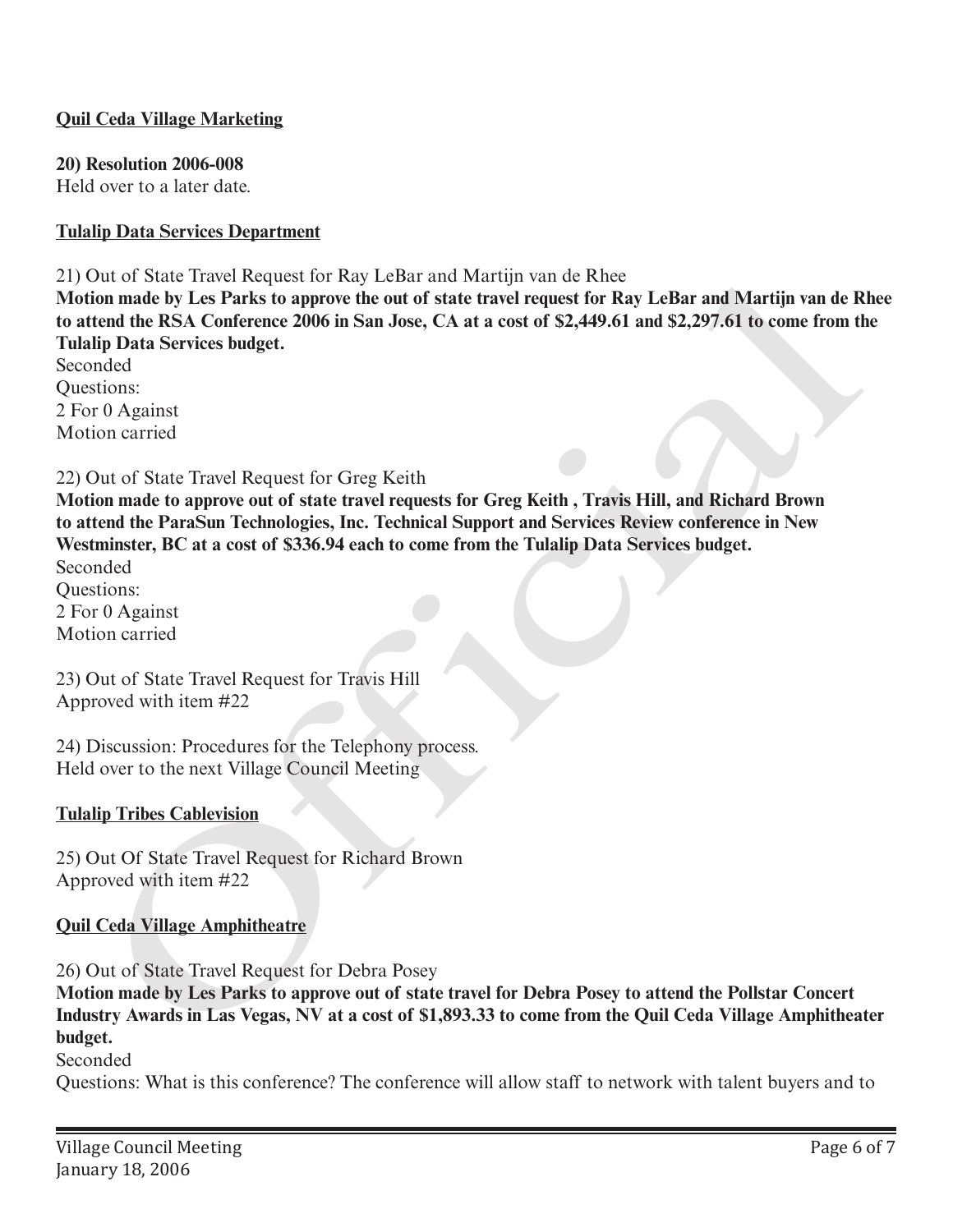**Quil Ceda Village Marketing**

**20) Resolution 2006-008**
Held over to a later date.

**Tulalip Data Services Department**

21) Out of State Travel Request for Ray LeBar and Martijn van de Rhee
**Motion made by Les Parks to approve the out of state travel request for Ray LeBar and Martijn van de Rhee to attend the RSA Conference 2006 in San Jose, CA at a cost of $2,449.61 and $2,297.61 to come from the Tulalip Data Services budget.**
Seconded
Questions:
2 For 0 Against
Motion carried

22) Out of State Travel Request for Greg Keith
**Motion made to approve out of state travel requests for Greg Keith , Travis Hill, and Richard Brown to attend the ParaSun Technologies, Inc. Technical Support and Services Review conference in New Westminster, BC at a cost of $336.94 each to come from the Tulalip Data Services budget.**
Seconded
Questions:
2 For 0 Against
Motion carried

23) Out of State Travel Request for Travis Hill
Approved with item #22

24) Discussion: Procedures for the Telephony process.
Held over to the next Village Council Meeting

**Tulalip Tribes Cablevision**

25) Out Of State Travel Request for Richard Brown
Approved with item #22

**Quil Ceda Village Amphitheatre**

26) Out of State Travel Request for Debra Posey
**Motion made by Les Parks to approve out of state travel for Debra Posey to attend the Pollstar Concert Industry Awards in Las Vegas, NV at a cost of $1,893.33 to come from the Quil Ceda Village Amphitheater budget.**
Seconded
Questions: What is this conference? The conference will allow staff to network with talent buyers and to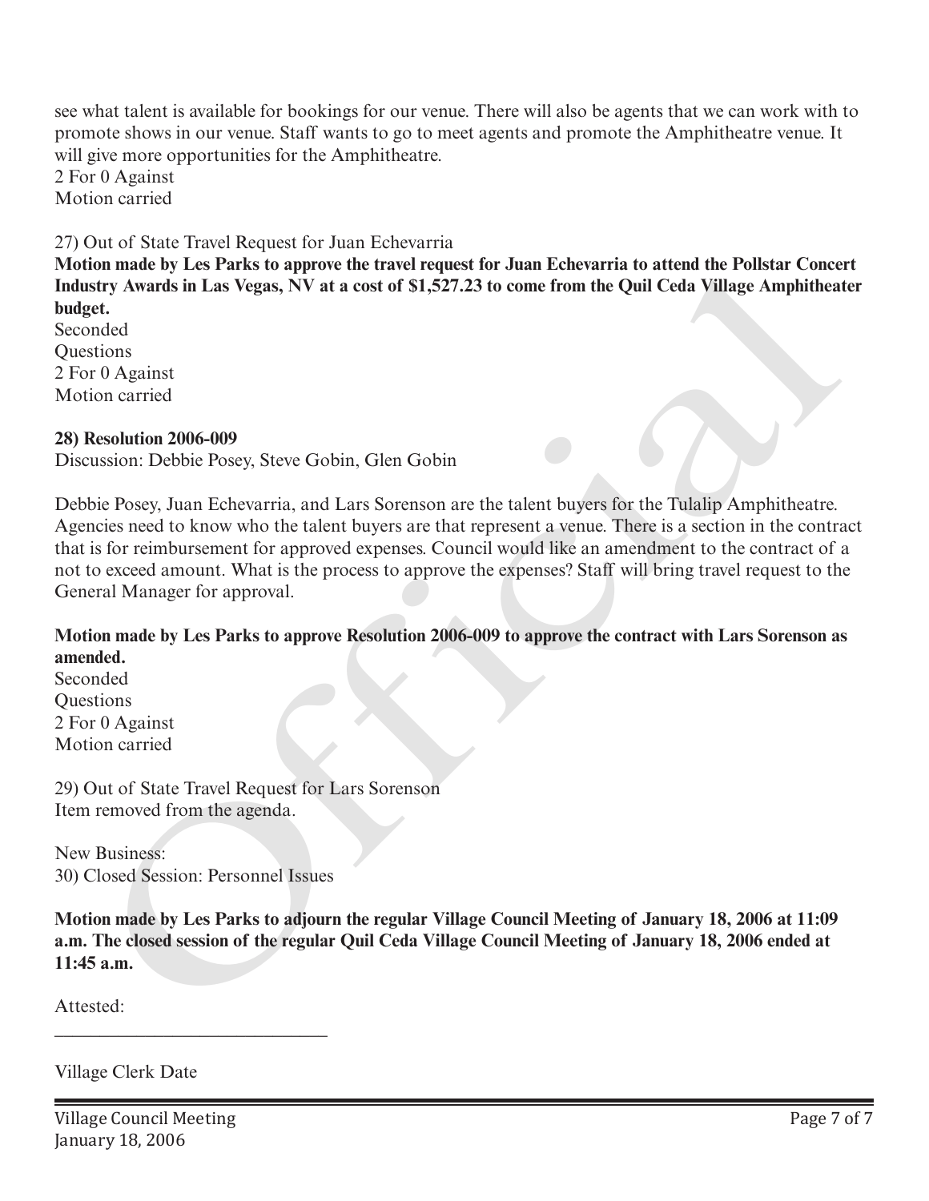see what talent is available for bookings for our venue. There will also be agents that we can work with to promote shows in our venue. Staff wants to go to meet agents and promote the Amphitheatre venue. It will give more opportunities for the Amphitheatre.
2 For 0 Against
Motion carried

27) Out of State Travel Request for Juan Echevarria

**Motion made by Les Parks to approve the travel request for Juan Echevarria to attend the Pollstar Concert Industry Awards in Las Vegas, NV at a cost of $1,527.23 to come from the Quil Ceda Village Amphitheater budget.**

Seconded
Questions
2 For 0 Against
Motion carried

**28) Resolution 2006-009**

Discussion: Debbie Posey, Steve Gobin, Glen Gobin

Debbie Posey, Juan Echevarria, and Lars Sorenson are the talent buyers for the Tulalip Amphitheatre. Agencies need to know who the talent buyers are that represent a venue. There is a section in the contract that is for reimbursement for approved expenses. Council would like an amendment to the contract of a not to exceed amount. What is the process to approve the expenses? Staff will bring travel request to the General Manager for approval.

**Motion made by Les Parks to approve Resolution 2006-009 to approve the contract with Lars Sorenson as amended.**

Seconded
Questions
2 For 0 Against
Motion carried

29) Out of State Travel Request for Lars Sorenson
Item removed from the agenda.

New Business:
30) Closed Session: Personnel Issues

**Motion made by Les Parks to adjourn the regular Village Council Meeting of January 18, 2006 at 11:09 a.m. The closed session of the regular Quil Ceda Village Council Meeting of January 18, 2006 ended at 11:45 a.m.**

Attested:

\_\_\_\_\_\_\_\_\_\_\_\_\_\_\_\_\_\_\_\_\_\_\_\_\_\_\_\_\_\_

Village Clerk Date